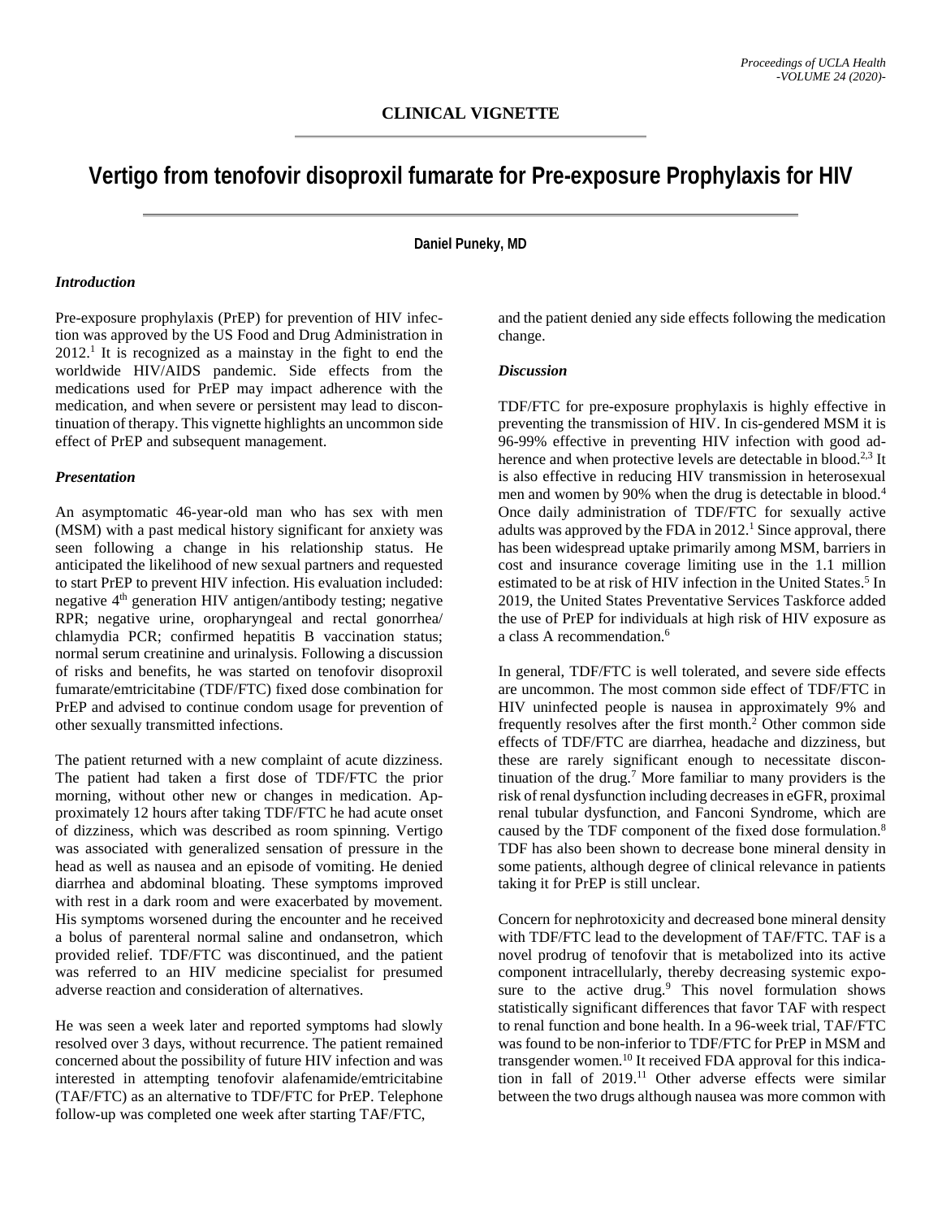**CLINICAL VIGNETTE**

# Vertigo from tenofovir disoproxil fumarate for Pre-exposure Prophylaxis for HIV

**Daniel Puneky, MD**

### *Introduction*

Pre-exposure prophylaxis (PrEP) for prevention of HIV infection was approved by the US Food and Drug Administration in 2012.[1] It is recognized as a mainstay in the fight to end the worldwide HIV/AIDS pandemic. Side effects from the medications used for PrEP may impact adherence with the medication, and when severe or persistent may lead to discontinuation of therapy. This vignette highlights an uncommon side effect of PrEP and subsequent management.

### *Presentation*

An asymptomatic 46-year-old man who has sex with men (MSM) with a past medical history significant for anxiety was seen following a change in his relationship status. He anticipated the likelihood of new sexual partners and requested to start PrEP to prevent HIV infection. His evaluation included: negative 4th generation HIV antigen/antibody testing; negative RPR; negative urine, oropharyngeal and rectal gonorrhea/chlamydia PCR; confirmed hepatitis B vaccination status; normal serum creatinine and urinalysis. Following a discussion of risks and benefits, he was started on tenofovir disoproxil fumarate/emtricitabine (TDF/FTC) fixed dose combination for PrEP and advised to continue condom usage for prevention of other sexually transmitted infections.

The patient returned with a new complaint of acute dizziness. The patient had taken a first dose of TDF/FTC the prior morning, without other new or changes in medication. Approximately 12 hours after taking TDF/FTC he had acute onset of dizziness, which was described as room spinning. Vertigo was associated with generalized sensation of pressure in the head as well as nausea and an episode of vomiting. He denied diarrhea and abdominal bloating. These symptoms improved with rest in a dark room and were exacerbated by movement. His symptoms worsened during the encounter and he received a bolus of parenteral normal saline and ondansetron, which provided relief. TDF/FTC was discontinued, and the patient was referred to an HIV medicine specialist for presumed adverse reaction and consideration of alternatives.

He was seen a week later and reported symptoms had slowly resolved over 3 days, without recurrence. The patient remained concerned about the possibility of future HIV infection and was interested in attempting tenofovir alafenamide/emtricitabine (TAF/FTC) as an alternative to TDF/FTC for PrEP. Telephone follow-up was completed one week after starting TAF/FTC, and the patient denied any side effects following the medication change.

### *Discussion*

TDF/FTC for pre-exposure prophylaxis is highly effective in preventing the transmission of HIV. In cis-gendered MSM it is 96-99% effective in preventing HIV infection with good adherence and when protective levels are detectable in blood.[2,3] It is also effective in reducing HIV transmission in heterosexual men and women by 90% when the drug is detectable in blood.[4] Once daily administration of TDF/FTC for sexually active adults was approved by the FDA in 2012.[1] Since approval, there has been widespread uptake primarily among MSM, barriers in cost and insurance coverage limiting use in the 1.1 million estimated to be at risk of HIV infection in the United States.[5] In 2019, the United States Preventative Services Taskforce added the use of PrEP for individuals at high risk of HIV exposure as a class A recommendation.[6]

In general, TDF/FTC is well tolerated, and severe side effects are uncommon. The most common side effect of TDF/FTC in HIV uninfected people is nausea in approximately 9% and frequently resolves after the first month.[2] Other common side effects of TDF/FTC are diarrhea, headache and dizziness, but these are rarely significant enough to necessitate discontinuation of the drug.[7] More familiar to many providers is the risk of renal dysfunction including decreases in eGFR, proximal renal tubular dysfunction, and Fanconi Syndrome, which are caused by the TDF component of the fixed dose formulation.[8] TDF has also been shown to decrease bone mineral density in some patients, although degree of clinical relevance in patients taking it for PrEP is still unclear.

Concern for nephrotoxicity and decreased bone mineral density with TDF/FTC lead to the development of TAF/FTC. TAF is a novel prodrug of tenofovir that is metabolized into its active component intracellularly, thereby decreasing systemic exposure to the active drug.[9] This novel formulation shows statistically significant differences that favor TAF with respect to renal function and bone health. In a 96-week trial, TAF/FTC was found to be non-inferior to TDF/FTC for PrEP in MSM and transgender women.[10] It received FDA approval for this indication in fall of 2019.[11] Other adverse effects were similar between the two drugs although nausea was more common with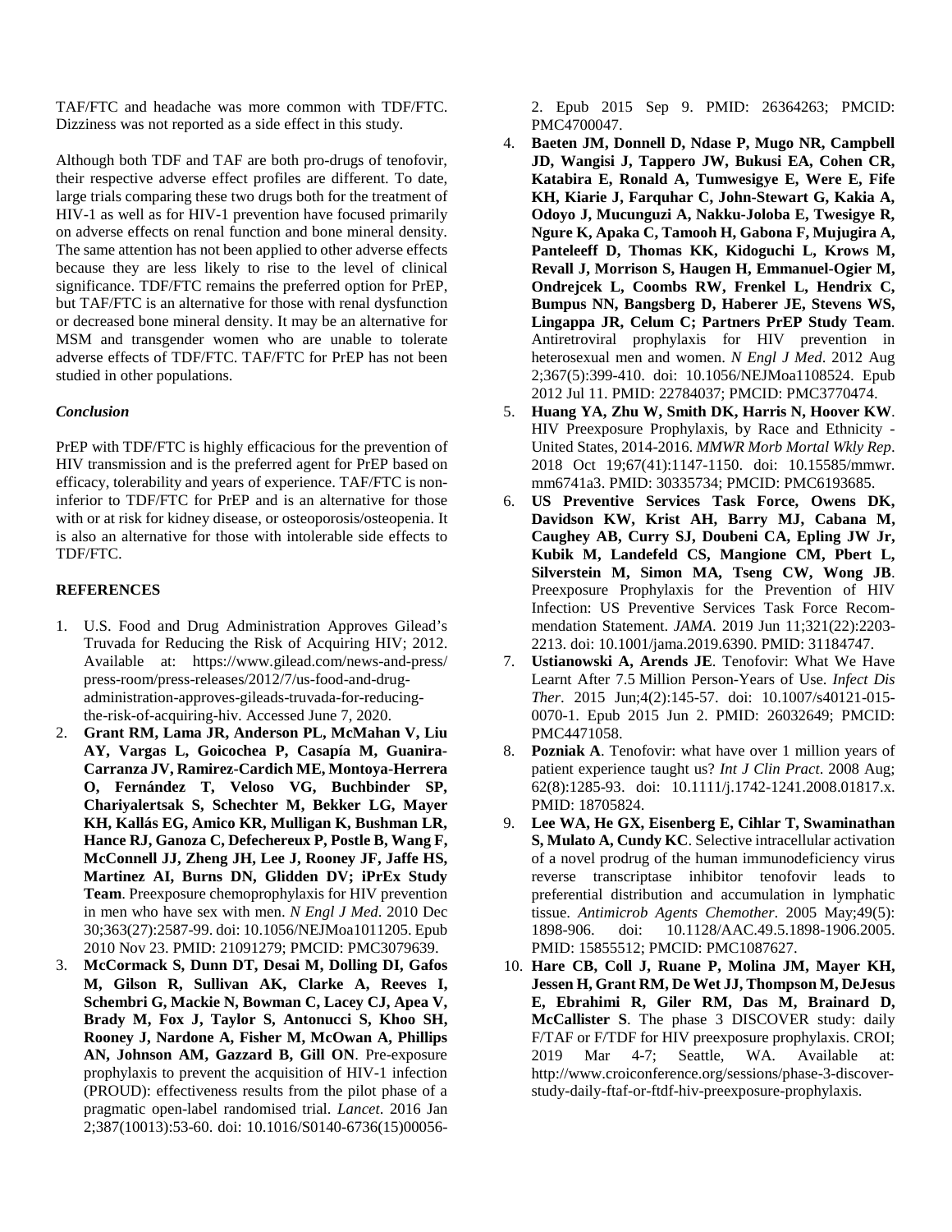TAF/FTC and headache was more common with TDF/FTC. Dizziness was not reported as a side effect in this study.

Although both TDF and TAF are both pro-drugs of tenofovir, their respective adverse effect profiles are different. To date, large trials comparing these two drugs both for the treatment of HIV-1 as well as for HIV-1 prevention have focused primarily on adverse effects on renal function and bone mineral density. The same attention has not been applied to other adverse effects because they are less likely to rise to the level of clinical significance. TDF/FTC remains the preferred option for PrEP, but TAF/FTC is an alternative for those with renal dysfunction or decreased bone mineral density. It may be an alternative for MSM and transgender women who are unable to tolerate adverse effects of TDF/FTC. TAF/FTC for PrEP has not been studied in other populations.

### *Conclusion*

PrEP with TDF/FTC is highly efficacious for the prevention of HIV transmission and is the preferred agent for PrEP based on efficacy, tolerability and years of experience. TAF/FTC is non-inferior to TDF/FTC for PrEP and is an alternative for those with or at risk for kidney disease, or osteoporosis/osteopenia. It is also an alternative for those with intolerable side effects to TDF/FTC.

## REFERENCES

1. U.S. Food and Drug Administration Approves Gilead's Truvada for Reducing the Risk of Acquiring HIV; 2012. Available at: https://www.gilead.com/news-and-press/press-room/press-releases/2012/7/us-food-and-drug-administration-approves-gileads-truvada-for-reducing-the-risk-of-acquiring-hiv. Accessed June 7, 2020.
2. **Grant RM, Lama JR, Anderson PL, McMahan V, Liu AY, Vargas L, Goicochea P, Casapía M, Guanira-Carranza JV, Ramirez-Cardich ME, Montoya-Herrera O, Fernández T, Veloso VG, Buchbinder SP, Chariyalertsak S, Schechter M, Bekker LG, Mayer KH, Kallás EG, Amico KR, Mulligan K, Bushman LR, Hance RJ, Ganoza C, Defechereux P, Postle B, Wang F, McConnell JJ, Zheng JH, Lee J, Rooney JF, Jaffe HS, Martinez AI, Burns DN, Glidden DV; iPrEx Study Team**. Preexposure chemoprophylaxis for HIV prevention in men who have sex with men. *N Engl J Med*. 2010 Dec 30;363(27):2587-99. doi: 10.1056/NEJMoa1011205. Epub 2010 Nov 23. PMID: 21091279; PMCID: PMC3079639.
3. **McCormack S, Dunn DT, Desai M, Dolling DI, Gafos M, Gilson R, Sullivan AK, Clarke A, Reeves I, Schembri G, Mackie N, Bowman C, Lacey CJ, Apea V, Brady M, Fox J, Taylor S, Antonucci S, Khoo SH, Rooney J, Nardone A, Fisher M, McOwan A, Phillips AN, Johnson AM, Gazzard B, Gill ON**. Pre-exposure prophylaxis to prevent the acquisition of HIV-1 infection (PROUD): effectiveness results from the pilot phase of a pragmatic open-label randomised trial. *Lancet*. 2016 Jan 2;387(10013):53-60. doi: 10.1016/S0140-6736(15)00056-2. Epub 2015 Sep 9. PMID: 26364263; PMCID: PMC4700047.
4. **Baeten JM, Donnell D, Ndase P, Mugo NR, Campbell JD, Wangisi J, Tappero JW, Bukusi EA, Cohen CR, Katabira E, Ronald A, Tumwesigye E, Were E, Fife KH, Kiarie J, Farquhar C, John-Stewart G, Kakia A, Odoyo J, Mucunguzi A, Nakku-Joloba E, Twesigye R, Ngure K, Apaka C, Tamooh H, Gabona F, Mujugira A, Panteleeff D, Thomas KK, Kidoguchi L, Krows M, Revall J, Morrison S, Haugen H, Emmanuel-Ogier M, Ondrejcek L, Coombs RW, Frenkel L, Hendrix C, Bumpus NN, Bangsberg D, Haberer JE, Stevens WS, Lingappa JR, Celum C; Partners PrEP Study Team**. Antiretroviral prophylaxis for HIV prevention in heterosexual men and women. *N Engl J Med*. 2012 Aug 2;367(5):399-410. doi: 10.1056/NEJMoa1108524. Epub 2012 Jul 11. PMID: 22784037; PMCID: PMC3770474.
5. **Huang YA, Zhu W, Smith DK, Harris N, Hoover KW**. HIV Preexposure Prophylaxis, by Race and Ethnicity - United States, 2014-2016. *MMWR Morb Mortal Wkly Rep*. 2018 Oct 19;67(41):1147-1150. doi: 10.15585/mmwr.mm6741a3. PMID: 30335734; PMCID: PMC6193685.
6. **US Preventive Services Task Force, Owens DK, Davidson KW, Krist AH, Barry MJ, Cabana M, Caughey AB, Curry SJ, Doubeni CA, Epling JW Jr, Kubik M, Landefeld CS, Mangione CM, Pbert L, Silverstein M, Simon MA, Tseng CW, Wong JB**. Preexposure Prophylaxis for the Prevention of HIV Infection: US Preventive Services Task Force Recommendation Statement. *JAMA*. 2019 Jun 11;321(22):2203-2213. doi: 10.1001/jama.2019.6390. PMID: 31184747.
7. **Ustianowski A, Arends JE**. Tenofovir: What We Have Learnt After 7.5 Million Person-Years of Use. *Infect Dis Ther*. 2015 Jun;4(2):145-57. doi: 10.1007/s40121-015-0070-1. Epub 2015 Jun 2. PMID: 26032649; PMCID: PMC4471058.
8. **Pozniak A**. Tenofovir: what have over 1 million years of patient experience taught us? *Int J Clin Pract*. 2008 Aug; 62(8):1285-93. doi: 10.1111/j.1742-1241.2008.01817.x. PMID: 18705824.
9. **Lee WA, He GX, Eisenberg E, Cihlar T, Swaminathan S, Mulato A, Cundy KC**. Selective intracellular activation of a novel prodrug of the human immunodeficiency virus reverse transcriptase inhibitor tenofovir leads to preferential distribution and accumulation in lymphatic tissue. *Antimicrob Agents Chemother*. 2005 May;49(5): 1898-906. doi: 10.1128/AAC.49.5.1898-1906.2005. PMID: 15855512; PMCID: PMC1087627.
10. **Hare CB, Coll J, Ruane P, Molina JM, Mayer KH, Jessen H, Grant RM, De Wet JJ, Thompson M, DeJesus E, Ebrahimi R, Giler RM, Das M, Brainard D, McCallister S**. The phase 3 DISCOVER study: daily F/TAF or F/TDF for HIV preexposure prophylaxis. CROI; 2019 Mar 4-7; Seattle, WA. Available at: http://www.croiconference.org/sessions/phase-3-discover-study-daily-ftaf-or-ftdf-hiv-preexposure-prophylaxis.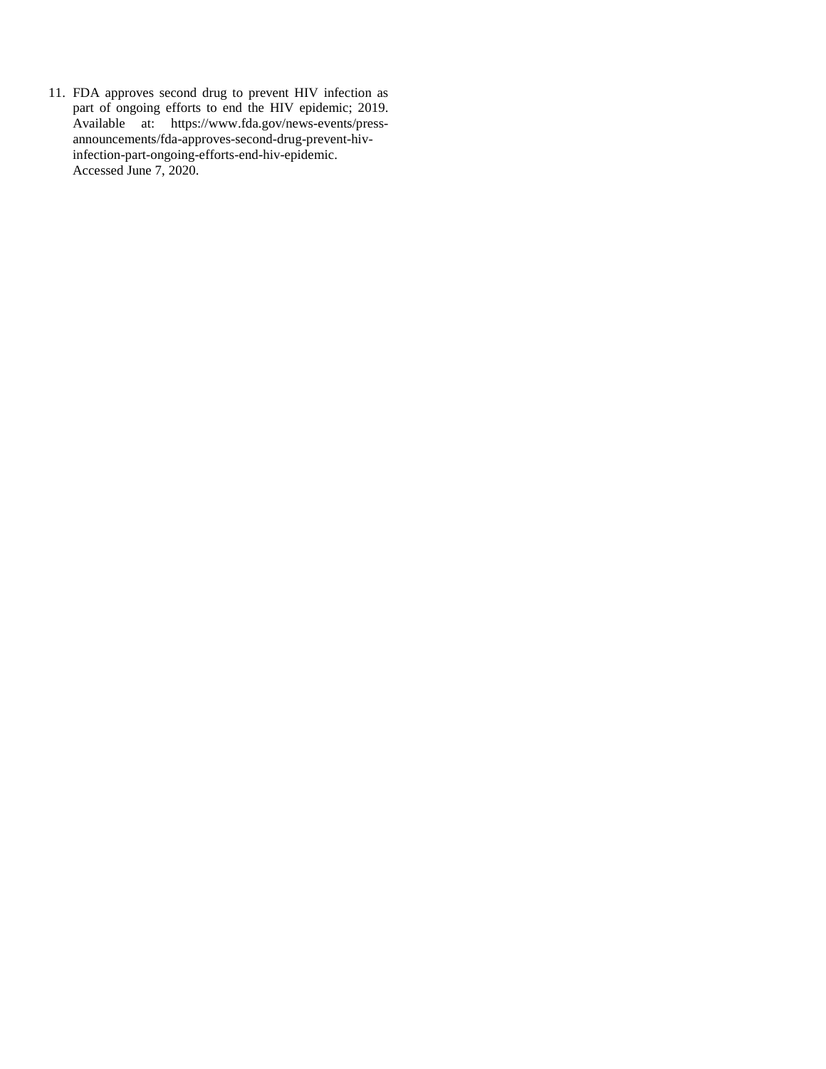11. FDA approves second drug to prevent HIV infection as part of ongoing efforts to end the HIV epidemic; 2019. Available at: https://www.fda.gov/news-events/press-announcements/fda-approves-second-drug-prevent-hiv-infection-part-ongoing-efforts-end-hiv-epidemic. Accessed June 7, 2020.